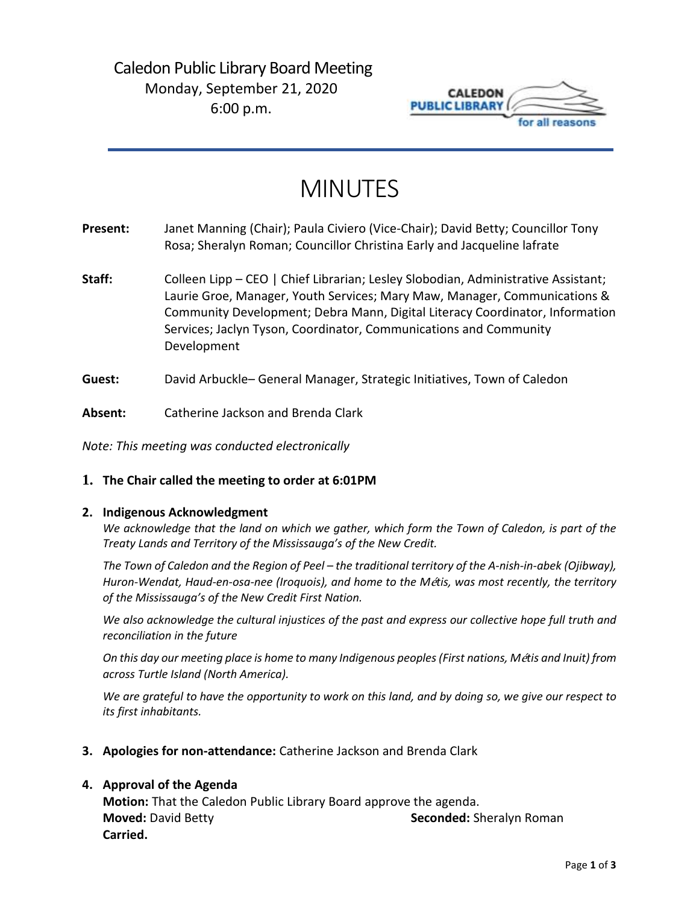Caledon Public Library Board Meeting
Monday, September 21, 2020
6:00 p.m.

# MINUTES

**Present:** Janet Manning (Chair); Paula Civiero (Vice-Chair); David Betty; Councillor Tony Rosa; Sheralyn Roman; Councillor Christina Early and Jacqueline lafrate

**Staff:** Colleen Lipp – CEO | Chief Librarian; Lesley Slobodian, Administrative Assistant; Laurie Groe, Manager, Youth Services; Mary Maw, Manager, Communications & Community Development; Debra Mann, Digital Literacy Coordinator, Information Services; Jaclyn Tyson, Coordinator, Communications and Community Development

**Guest:** David Arbuckle– General Manager, Strategic Initiatives, Town of Caledon

**Absent:** Catherine Jackson and Brenda Clark

*Note: This meeting was conducted electronically*

1. **The Chair called the meeting to order at 6:01PM**

2. **Indigenous Acknowledgment**

   *We acknowledge that the land on which we gather, which form the Town of Caledon, is part of the Treaty Lands and Territory of the Mississauga's of the New Credit.*

   *The Town of Caledon and the Region of Peel – the traditional territory of the A-nish-in-abek (Ojibway), Huron-Wendat, Haud-en-osa-nee (Iroquois), and home to the Métis, was most recently, the territory of the Mississauga's of the New Credit First Nation.*

   *We also acknowledge the cultural injustices of the past and express our collective hope full truth and reconciliation in the future*

   *On this day our meeting place is home to many Indigenous peoples (First nations, Métis and Inuit) from across Turtle Island (North America).*

   *We are grateful to have the opportunity to work on this land, and by doing so, we give our respect to its first inhabitants.*

3. **Apologies for non-attendance:** Catherine Jackson and Brenda Clark

4. **Approval of the Agenda**

   **Motion:** That the Caledon Public Library Board approve the agenda.
   **Moved:** David Betty **Seconded:** Sheralyn Roman
   **Carried.**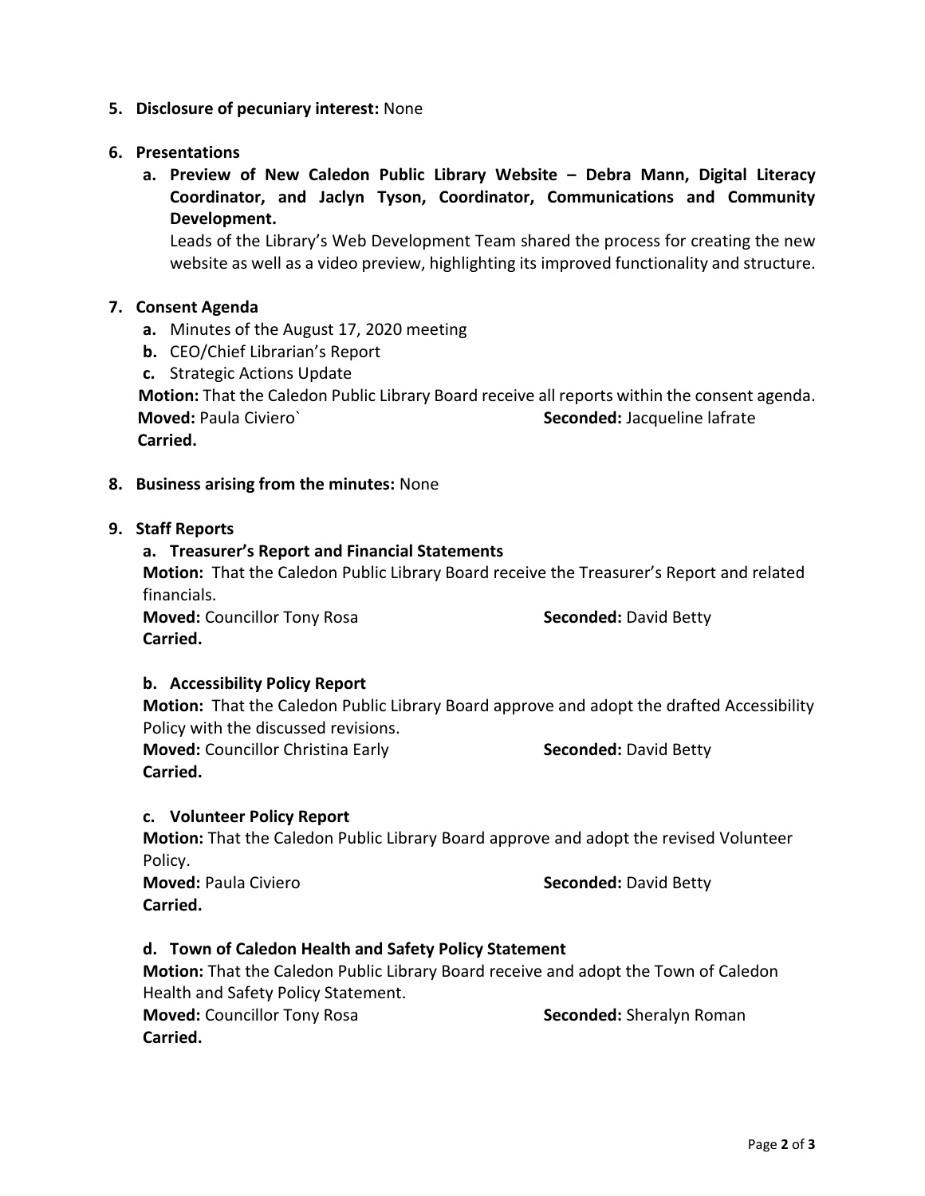5. **Disclosure of pecuniary interest:** None

6. **Presentations**

   a. **Preview of New Caledon Public Library Website – Debra Mann, Digital Literacy Coordinator, and Jaclyn Tyson, Coordinator, Communications and Community Development.**

      Leads of the Library's Web Development Team shared the process for creating the new website as well as a video preview, highlighting its improved functionality and structure.

7. **Consent Agenda**

   a. Minutes of the August 17, 2020 meeting

   b. CEO/Chief Librarian's Report

   c. Strategic Actions Update

   **Motion:** That the Caledon Public Library Board receive all reports within the consent agenda.

   **Moved:** Paula Civiero` **Seconded:** Jacqueline lafrate

   **Carried.**

8. **Business arising from the minutes:** None

9. **Staff Reports**

   a. **Treasurer's Report and Financial Statements**

   **Motion:** That the Caledon Public Library Board receive the Treasurer's Report and related financials.

   **Moved:** Councillor Tony Rosa **Seconded:** David Betty

   **Carried.**

   b. **Accessibility Policy Report**

   **Motion:** That the Caledon Public Library Board approve and adopt the drafted Accessibility Policy with the discussed revisions.

   **Moved:** Councillor Christina Early **Seconded:** David Betty

   **Carried.**

   c. **Volunteer Policy Report**

   **Motion:** That the Caledon Public Library Board approve and adopt the revised Volunteer Policy.

   **Moved:** Paula Civiero **Seconded:** David Betty

   **Carried.**

   d. **Town of Caledon Health and Safety Policy Statement**

   **Motion:** That the Caledon Public Library Board receive and adopt the Town of Caledon Health and Safety Policy Statement.

   **Moved:** Councillor Tony Rosa **Seconded:** Sheralyn Roman

   **Carried.**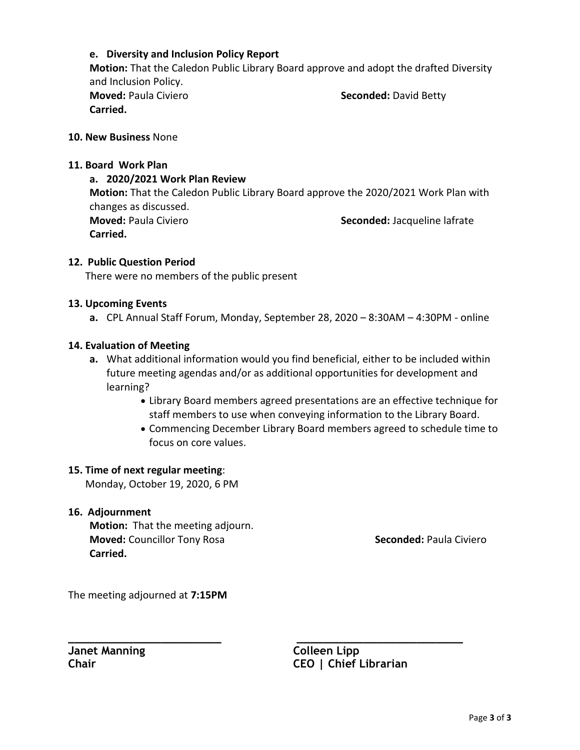**e. Diversity and Inclusion Policy Report**

**Motion:** That the Caledon Public Library Board approve and adopt the drafted Diversity and Inclusion Policy.

**Moved:** Paula Civiero **Seconded:** David Betty

**Carried.**

**10. New Business** None

**11. Board Work Plan**

**a. 2020/2021 Work Plan Review**

**Motion:** That the Caledon Public Library Board approve the 2020/2021 Work Plan with changes as discussed.

**Moved:** Paula Civiero **Seconded:** Jacqueline lafrate

**Carried.**

**12. Public Question Period**

There were no members of the public present

**13. Upcoming Events**

**a.** CPL Annual Staff Forum, Monday, September 28, 2020 – 8:30AM – 4:30PM - online

**14. Evaluation of Meeting**

**a.** What additional information would you find beneficial, either to be included within future meeting agendas and/or as additional opportunities for development and learning?

- Library Board members agreed presentations are an effective technique for staff members to use when conveying information to the Library Board.
- Commencing December Library Board members agreed to schedule time to focus on core values.

**15. Time of next regular meeting**:

Monday, October 19, 2020, 6 PM

**16. Adjournment**

**Motion:** That the meeting adjourn.

**Moved:** Councillor Tony Rosa **Seconded:** Paula Civiero

**Carried.**

The meeting adjourned at **7:15PM**

**Janet Manning**
**Chair**

**Colleen Lipp**
**CEO | Chief Librarian**